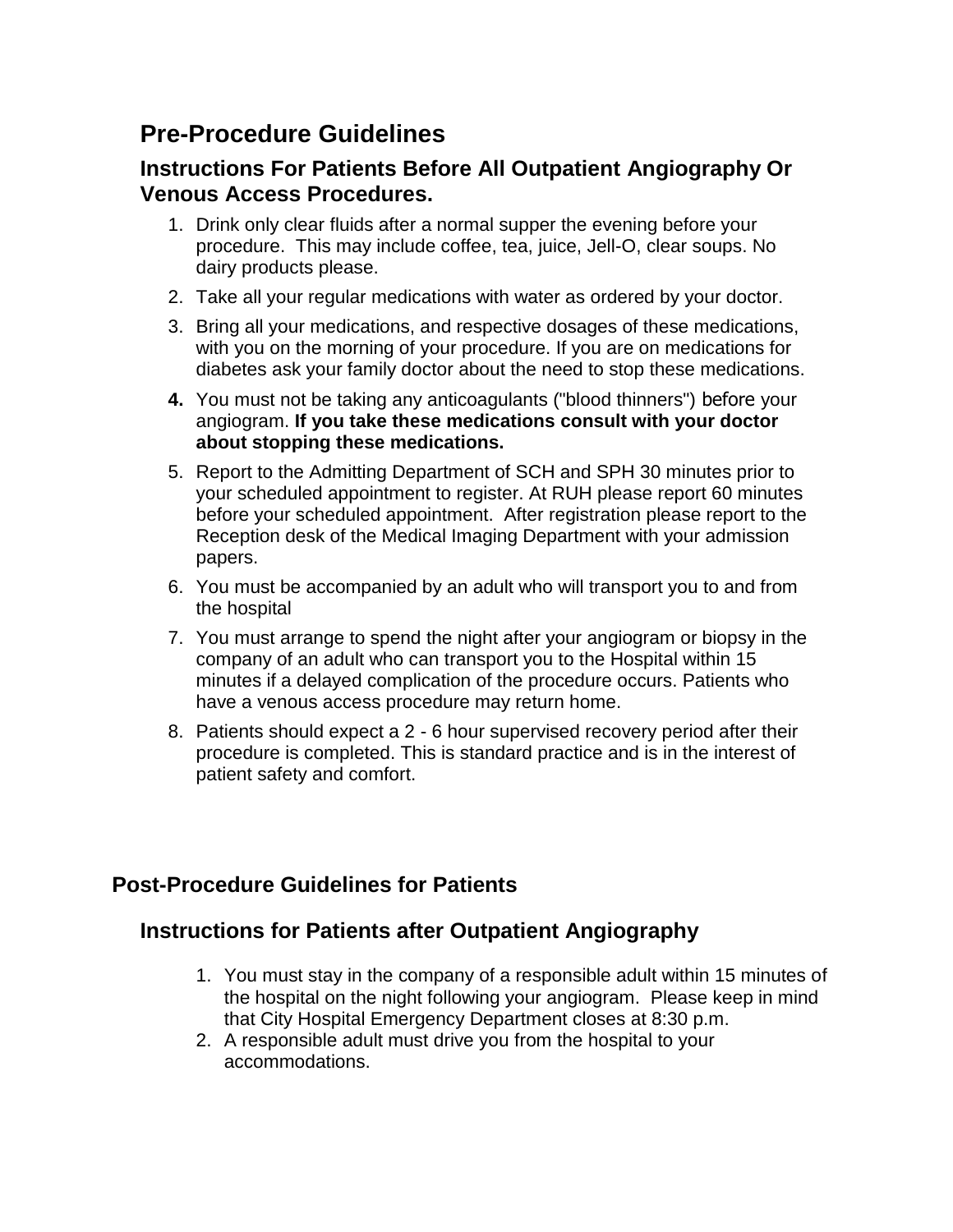# Pre-Procedure Guidelines

## Instructions For Patients Before All Outpatient Angiography Or Venous Access Procedures.

1. Drink only clear fluids after a normal supper the evening before your procedure. This may include coffee, tea, juice, Jell-O, clear soups. No dairy products please.
2. Take all your regular medications with water as ordered by your doctor.
3. Bring all your medications, and respective dosages of these medications, with you on the morning of your procedure. If you are on medications for diabetes ask your family doctor about the need to stop these medications.
4. You must not be taking any anticoagulants ("blood thinners") before your angiogram. **If you take these medications consult with your doctor about stopping these medications.**
5. Report to the Admitting Department of SCH and SPH 30 minutes prior to your scheduled appointment to register. At RUH please report 60 minutes before your scheduled appointment. After registration please report to the Reception desk of the Medical Imaging Department with your admission papers.
6. You must be accompanied by an adult who will transport you to and from the hospital
7. You must arrange to spend the night after your angiogram or biopsy in the company of an adult who can transport you to the Hospital within 15 minutes if a delayed complication of the procedure occurs. Patients who have a venous access procedure may return home.
8. Patients should expect a 2 - 6 hour supervised recovery period after their procedure is completed. This is standard practice and is in the interest of patient safety and comfort.

# Post-Procedure Guidelines for Patients

## Instructions for Patients after Outpatient Angiography

1. You must stay in the company of a responsible adult within 15 minutes of the hospital on the night following your angiogram. Please keep in mind that City Hospital Emergency Department closes at 8:30 p.m.
2. A responsible adult must drive you from the hospital to your accommodations.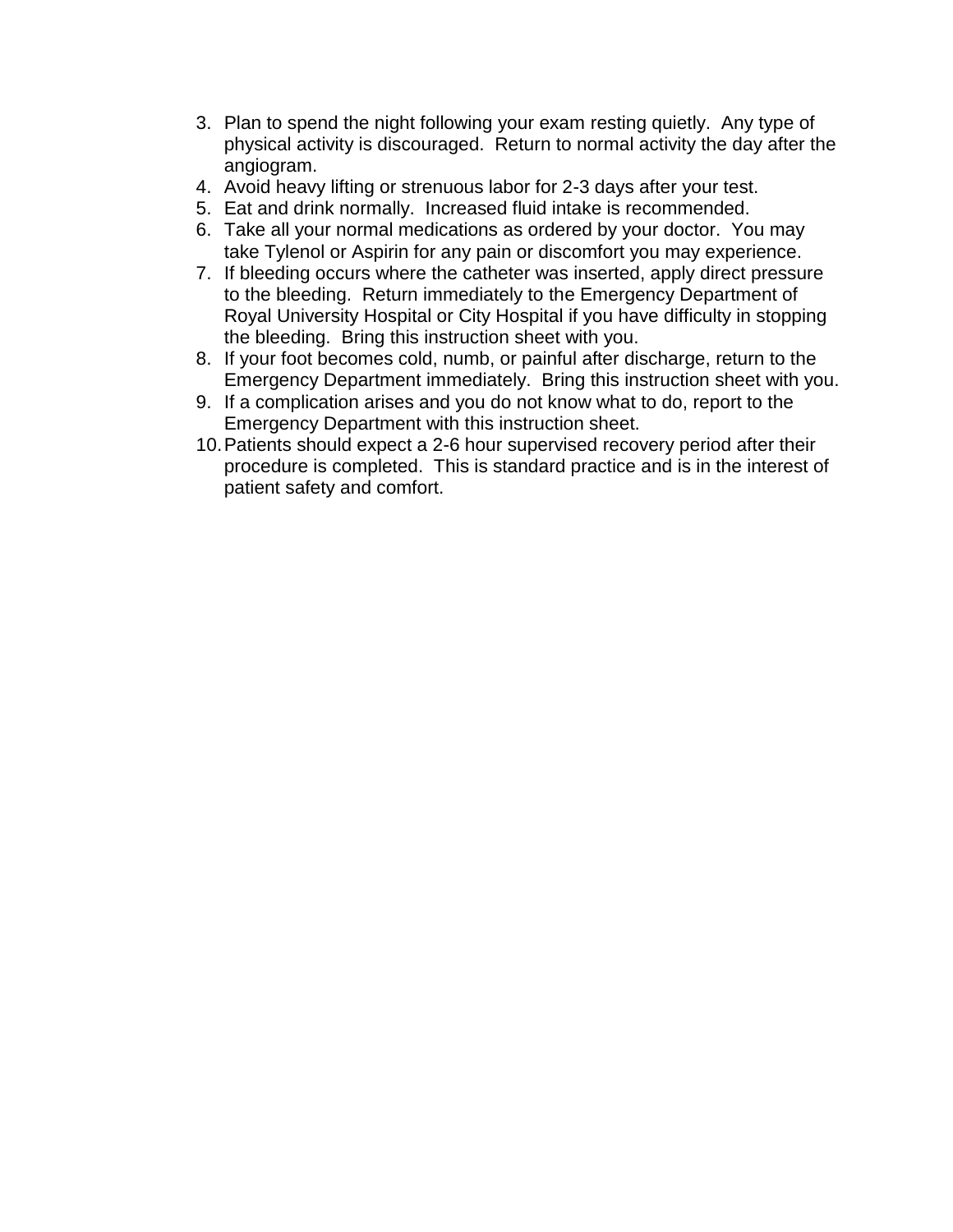3. Plan to spend the night following your exam resting quietly. Any type of physical activity is discouraged. Return to normal activity the day after the angiogram.
4. Avoid heavy lifting or strenuous labor for 2-3 days after your test.
5. Eat and drink normally. Increased fluid intake is recommended.
6. Take all your normal medications as ordered by your doctor. You may take Tylenol or Aspirin for any pain or discomfort you may experience.
7. If bleeding occurs where the catheter was inserted, apply direct pressure to the bleeding. Return immediately to the Emergency Department of Royal University Hospital or City Hospital if you have difficulty in stopping the bleeding. Bring this instruction sheet with you.
8. If your foot becomes cold, numb, or painful after discharge, return to the Emergency Department immediately. Bring this instruction sheet with you.
9. If a complication arises and you do not know what to do, report to the Emergency Department with this instruction sheet.
10. Patients should expect a 2-6 hour supervised recovery period after their procedure is completed. This is standard practice and is in the interest of patient safety and comfort.